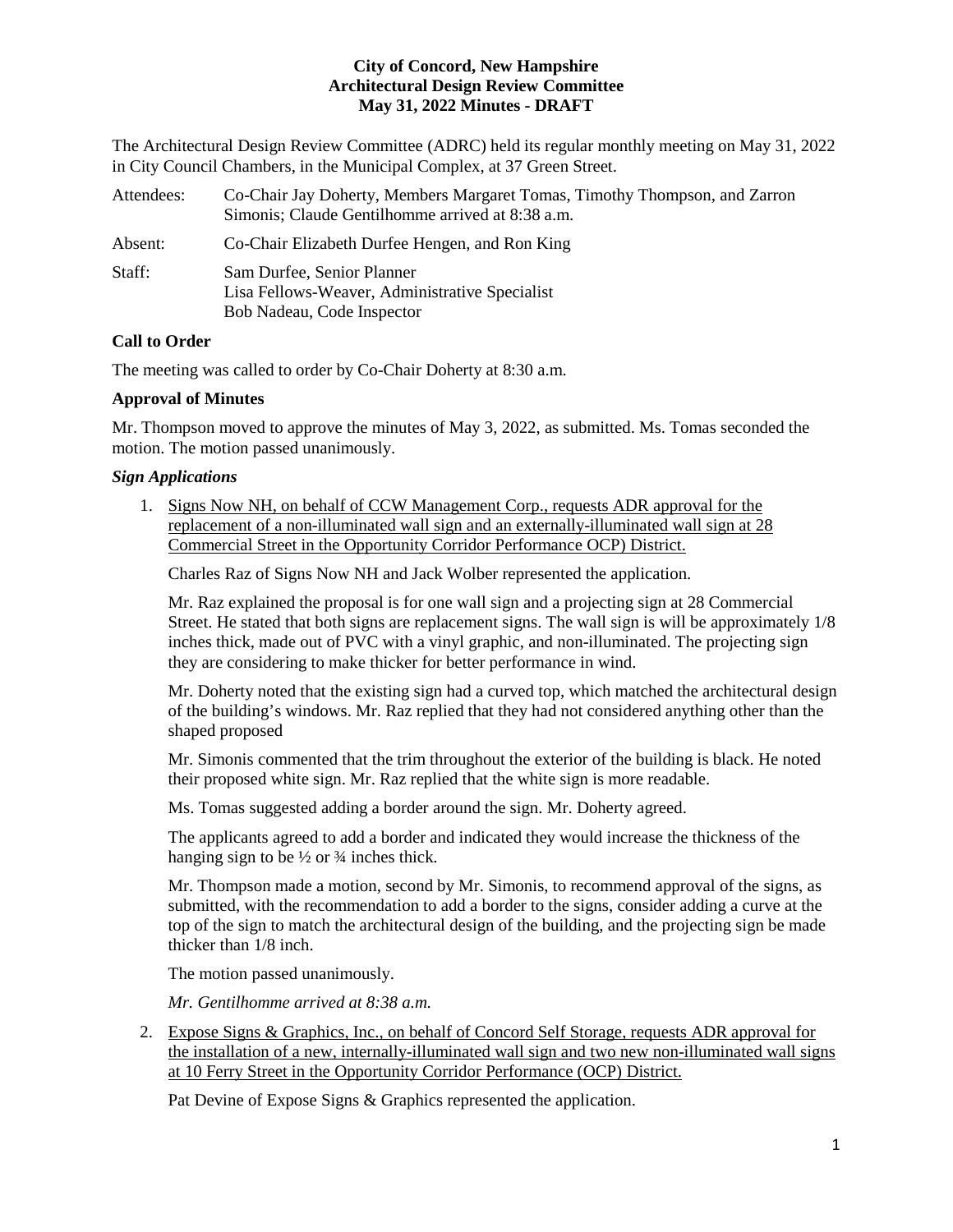**City of Concord, New Hampshire**
**Architectural Design Review Committee**
**May 31, 2022 Minutes - DRAFT**

The Architectural Design Review Committee (ADRC) held its regular monthly meeting on May 31, 2022 in City Council Chambers, in the Municipal Complex, at 37 Green Street.

Attendees: Co-Chair Jay Doherty, Members Margaret Tomas, Timothy Thompson, and Zarron Simonis; Claude Gentilhomme arrived at 8:38 a.m.

Absent: Co-Chair Elizabeth Durfee Hengen, and Ron King

Staff: Sam Durfee, Senior Planner
Lisa Fellows-Weaver, Administrative Specialist
Bob Nadeau, Code Inspector

**Call to Order**

The meeting was called to order by Co-Chair Doherty at 8:30 a.m.

**Approval of Minutes**

Mr. Thompson moved to approve the minutes of May 3, 2022, as submitted. Ms. Tomas seconded the motion. The motion passed unanimously.

***Sign Applications***

1. Signs Now NH, on behalf of CCW Management Corp., requests ADR approval for the replacement of a non-illuminated wall sign and an externally-illuminated wall sign at 28 Commercial Street in the Opportunity Corridor Performance OCP) District.

   Charles Raz of Signs Now NH and Jack Wolber represented the application.

   Mr. Raz explained the proposal is for one wall sign and a projecting sign at 28 Commercial Street. He stated that both signs are replacement signs. The wall sign is will be approximately 1/8 inches thick, made out of PVC with a vinyl graphic, and non-illuminated. The projecting sign they are considering to make thicker for better performance in wind.

   Mr. Doherty noted that the existing sign had a curved top, which matched the architectural design of the building's windows. Mr. Raz replied that they had not considered anything other than the shaped proposed

   Mr. Simonis commented that the trim throughout the exterior of the building is black. He noted their proposed white sign. Mr. Raz replied that the white sign is more readable.

   Ms. Tomas suggested adding a border around the sign. Mr. Doherty agreed.

   The applicants agreed to add a border and indicated they would increase the thickness of the hanging sign to be ½ or ¾ inches thick.

   Mr. Thompson made a motion, second by Mr. Simonis, to recommend approval of the signs, as submitted, with the recommendation to add a border to the signs, consider adding a curve at the top of the sign to match the architectural design of the building, and the projecting sign be made thicker than 1/8 inch.

   The motion passed unanimously.

   *Mr. Gentilhomme arrived at 8:38 a.m.*

2. Expose Signs & Graphics, Inc., on behalf of Concord Self Storage, requests ADR approval for the installation of a new, internally-illuminated wall sign and two new non-illuminated wall signs at 10 Ferry Street in the Opportunity Corridor Performance (OCP) District.

   Pat Devine of Expose Signs & Graphics represented the application.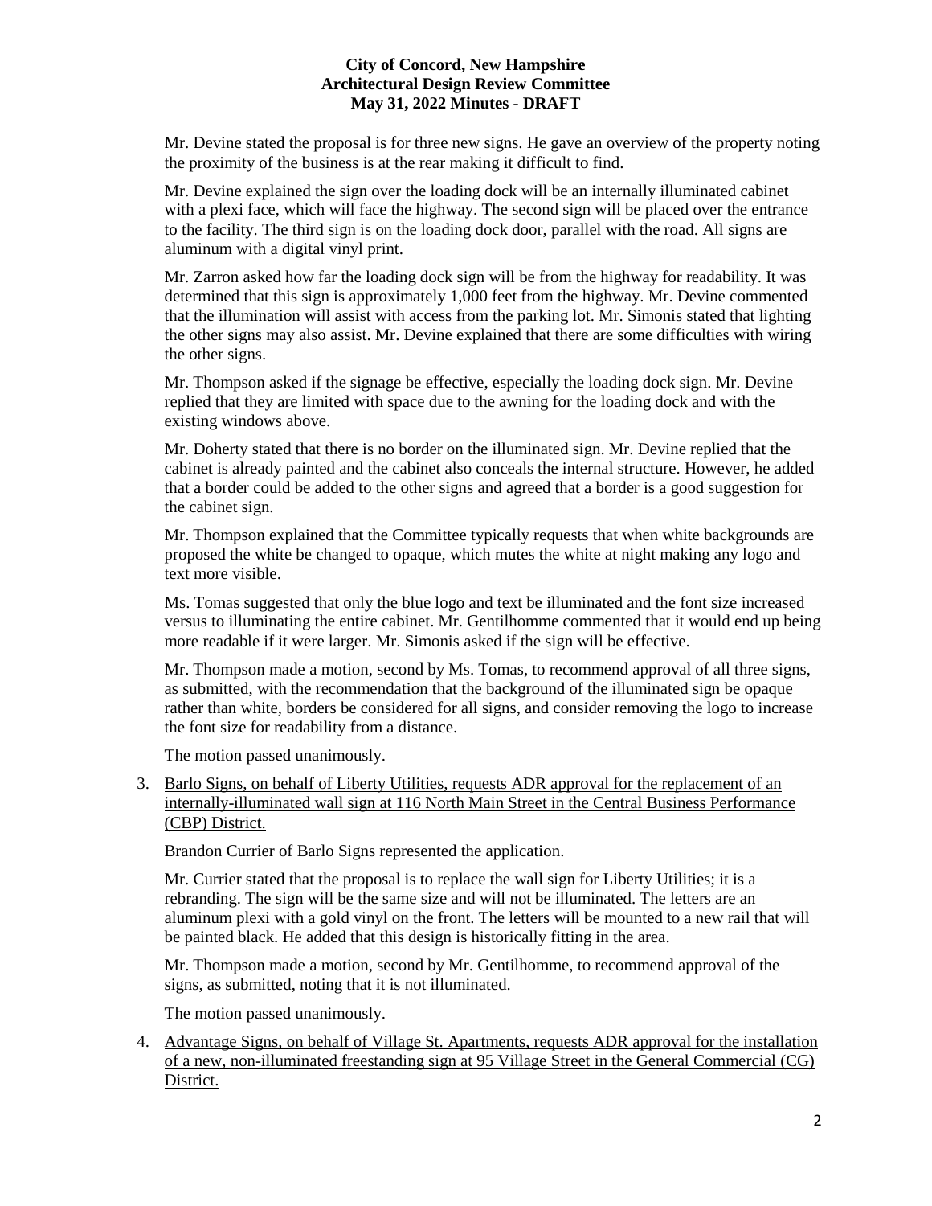Mr. Devine stated the proposal is for three new signs. He gave an overview of the property noting the proximity of the business is at the rear making it difficult to find.

Mr. Devine explained the sign over the loading dock will be an internally illuminated cabinet with a plexi face, which will face the highway. The second sign will be placed over the entrance to the facility. The third sign is on the loading dock door, parallel with the road. All signs are aluminum with a digital vinyl print.

Mr. Zarron asked how far the loading dock sign will be from the highway for readability. It was determined that this sign is approximately 1,000 feet from the highway. Mr. Devine commented that the illumination will assist with access from the parking lot. Mr. Simonis stated that lighting the other signs may also assist. Mr. Devine explained that there are some difficulties with wiring the other signs.

Mr. Thompson asked if the signage be effective, especially the loading dock sign. Mr. Devine replied that they are limited with space due to the awning for the loading dock and with the existing windows above.

Mr. Doherty stated that there is no border on the illuminated sign. Mr. Devine replied that the cabinet is already painted and the cabinet also conceals the internal structure. However, he added that a border could be added to the other signs and agreed that a border is a good suggestion for the cabinet sign.

Mr. Thompson explained that the Committee typically requests that when white backgrounds are proposed the white be changed to opaque, which mutes the white at night making any logo and text more visible.

Ms. Tomas suggested that only the blue logo and text be illuminated and the font size increased versus to illuminating the entire cabinet. Mr. Gentilhomme commented that it would end up being more readable if it were larger. Mr. Simonis asked if the sign will be effective.

Mr. Thompson made a motion, second by Ms. Tomas, to recommend approval of all three signs, as submitted, with the recommendation that the background of the illuminated sign be opaque rather than white, borders be considered for all signs, and consider removing the logo to increase the font size for readability from a distance.

The motion passed unanimously.

3. Barlo Signs, on behalf of Liberty Utilities, requests ADR approval for the replacement of an internally-illuminated wall sign at 116 North Main Street in the Central Business Performance (CBP) District.

   Brandon Currier of Barlo Signs represented the application.

   Mr. Currier stated that the proposal is to replace the wall sign for Liberty Utilities; it is a rebranding. The sign will be the same size and will not be illuminated. The letters are an aluminum plexi with a gold vinyl on the front. The letters will be mounted to a new rail that will be painted black. He added that this design is historically fitting in the area.

   Mr. Thompson made a motion, second by Mr. Gentilhomme, to recommend approval of the signs, as submitted, noting that it is not illuminated.

   The motion passed unanimously.

4. Advantage Signs, on behalf of Village St. Apartments, requests ADR approval for the installation of a new, non-illuminated freestanding sign at 95 Village Street in the General Commercial (CG) District.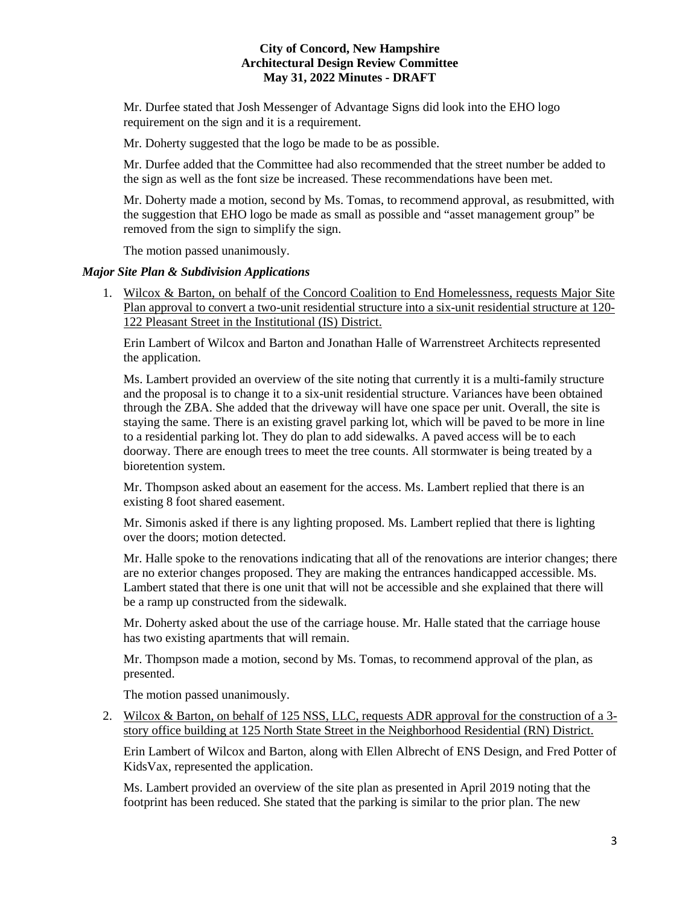Mr. Durfee stated that Josh Messenger of Advantage Signs did look into the EHO logo requirement on the sign and it is a requirement.

Mr. Doherty suggested that the logo be made to be as possible.

Mr. Durfee added that the Committee had also recommended that the street number be added to the sign as well as the font size be increased. These recommendations have been met.

Mr. Doherty made a motion, second by Ms. Tomas, to recommend approval, as resubmitted, with the suggestion that EHO logo be made as small as possible and "asset management group" be removed from the sign to simplify the sign.

The motion passed unanimously.

***Major Site Plan & Subdivision Applications***

1. Wilcox & Barton, on behalf of the Concord Coalition to End Homelessness, requests Major Site Plan approval to convert a two-unit residential structure into a six-unit residential structure at 120-122 Pleasant Street in the Institutional (IS) District.

   Erin Lambert of Wilcox and Barton and Jonathan Halle of Warrenstreet Architects represented the application.

   Ms. Lambert provided an overview of the site noting that currently it is a multi-family structure and the proposal is to change it to a six-unit residential structure. Variances have been obtained through the ZBA. She added that the driveway will have one space per unit. Overall, the site is staying the same. There is an existing gravel parking lot, which will be paved to be more in line to a residential parking lot. They do plan to add sidewalks. A paved access will be to each doorway. There are enough trees to meet the tree counts. All stormwater is being treated by a bioretention system.

   Mr. Thompson asked about an easement for the access. Ms. Lambert replied that there is an existing 8 foot shared easement.

   Mr. Simonis asked if there is any lighting proposed. Ms. Lambert replied that there is lighting over the doors; motion detected.

   Mr. Halle spoke to the renovations indicating that all of the renovations are interior changes; there are no exterior changes proposed. They are making the entrances handicapped accessible. Ms. Lambert stated that there is one unit that will not be accessible and she explained that there will be a ramp up constructed from the sidewalk.

   Mr. Doherty asked about the use of the carriage house. Mr. Halle stated that the carriage house has two existing apartments that will remain.

   Mr. Thompson made a motion, second by Ms. Tomas, to recommend approval of the plan, as presented.

   The motion passed unanimously.

2. Wilcox & Barton, on behalf of 125 NSS, LLC, requests ADR approval for the construction of a 3-story office building at 125 North State Street in the Neighborhood Residential (RN) District.

   Erin Lambert of Wilcox and Barton, along with Ellen Albrecht of ENS Design, and Fred Potter of KidsVax, represented the application.

   Ms. Lambert provided an overview of the site plan as presented in April 2019 noting that the footprint has been reduced. She stated that the parking is similar to the prior plan. The new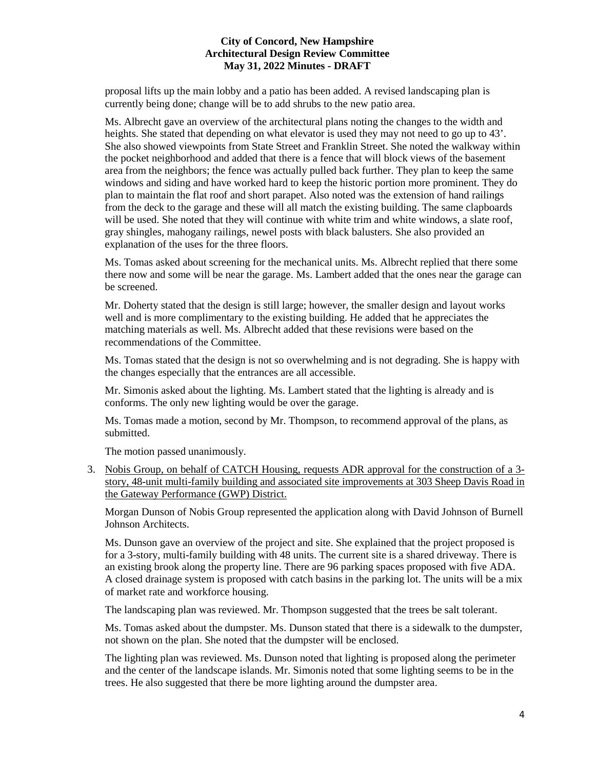proposal lifts up the main lobby and a patio has been added. A revised landscaping plan is currently being done; change will be to add shrubs to the new patio area.

Ms. Albrecht gave an overview of the architectural plans noting the changes to the width and heights. She stated that depending on what elevator is used they may not need to go up to 43'. She also showed viewpoints from State Street and Franklin Street. She noted the walkway within the pocket neighborhood and added that there is a fence that will block views of the basement area from the neighbors; the fence was actually pulled back further. They plan to keep the same windows and siding and have worked hard to keep the historic portion more prominent. They do plan to maintain the flat roof and short parapet. Also noted was the extension of hand railings from the deck to the garage and these will all match the existing building. The same clapboards will be used. She noted that they will continue with white trim and white windows, a slate roof, gray shingles, mahogany railings, newel posts with black balusters. She also provided an explanation of the uses for the three floors.

Ms. Tomas asked about screening for the mechanical units. Ms. Albrecht replied that there some there now and some will be near the garage. Ms. Lambert added that the ones near the garage can be screened.

Mr. Doherty stated that the design is still large; however, the smaller design and layout works well and is more complimentary to the existing building. He added that he appreciates the matching materials as well. Ms. Albrecht added that these revisions were based on the recommendations of the Committee.

Ms. Tomas stated that the design is not so overwhelming and is not degrading. She is happy with the changes especially that the entrances are all accessible.

Mr. Simonis asked about the lighting. Ms. Lambert stated that the lighting is already and is conforms. The only new lighting would be over the garage.

Ms. Tomas made a motion, second by Mr. Thompson, to recommend approval of the plans, as submitted.

The motion passed unanimously.

3. Nobis Group, on behalf of CATCH Housing, requests ADR approval for the construction of a 3-story, 48-unit multi-family building and associated site improvements at 303 Sheep Davis Road in the Gateway Performance (GWP) District.

   Morgan Dunson of Nobis Group represented the application along with David Johnson of Burnell Johnson Architects.

   Ms. Dunson gave an overview of the project and site. She explained that the project proposed is for a 3-story, multi-family building with 48 units. The current site is a shared driveway. There is an existing brook along the property line. There are 96 parking spaces proposed with five ADA. A closed drainage system is proposed with catch basins in the parking lot. The units will be a mix of market rate and workforce housing.

   The landscaping plan was reviewed. Mr. Thompson suggested that the trees be salt tolerant.

   Ms. Tomas asked about the dumpster. Ms. Dunson stated that there is a sidewalk to the dumpster, not shown on the plan. She noted that the dumpster will be enclosed.

   The lighting plan was reviewed. Ms. Dunson noted that lighting is proposed along the perimeter and the center of the landscape islands. Mr. Simonis noted that some lighting seems to be in the trees. He also suggested that there be more lighting around the dumpster area.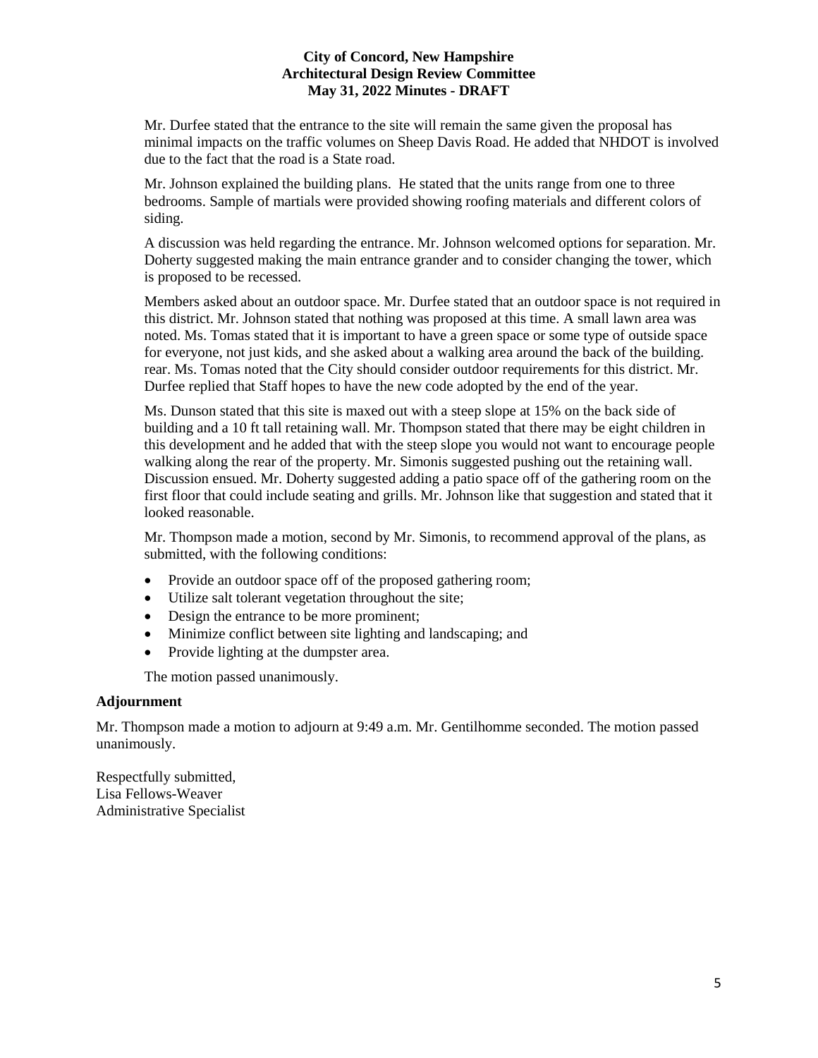Mr. Durfee stated that the entrance to the site will remain the same given the proposal has minimal impacts on the traffic volumes on Sheep Davis Road. He added that NHDOT is involved due to the fact that the road is a State road.

Mr. Johnson explained the building plans. He stated that the units range from one to three bedrooms. Sample of martials were provided showing roofing materials and different colors of siding.

A discussion was held regarding the entrance. Mr. Johnson welcomed options for separation. Mr. Doherty suggested making the main entrance grander and to consider changing the tower, which is proposed to be recessed.

Members asked about an outdoor space. Mr. Durfee stated that an outdoor space is not required in this district. Mr. Johnson stated that nothing was proposed at this time. A small lawn area was noted. Ms. Tomas stated that it is important to have a green space or some type of outside space for everyone, not just kids, and she asked about a walking area around the back of the building. rear. Ms. Tomas noted that the City should consider outdoor requirements for this district. Mr. Durfee replied that Staff hopes to have the new code adopted by the end of the year.

Ms. Dunson stated that this site is maxed out with a steep slope at 15% on the back side of building and a 10 ft tall retaining wall. Mr. Thompson stated that there may be eight children in this development and he added that with the steep slope you would not want to encourage people walking along the rear of the property. Mr. Simonis suggested pushing out the retaining wall. Discussion ensued. Mr. Doherty suggested adding a patio space off of the gathering room on the first floor that could include seating and grills. Mr. Johnson like that suggestion and stated that it looked reasonable.

Mr. Thompson made a motion, second by Mr. Simonis, to recommend approval of the plans, as submitted, with the following conditions:

- Provide an outdoor space off of the proposed gathering room;
- Utilize salt tolerant vegetation throughout the site;
- Design the entrance to be more prominent;
- Minimize conflict between site lighting and landscaping; and
- Provide lighting at the dumpster area.

The motion passed unanimously.

**Adjournment**

Mr. Thompson made a motion to adjourn at 9:49 a.m. Mr. Gentilhomme seconded. The motion passed unanimously.

Respectfully submitted,
Lisa Fellows-Weaver
Administrative Specialist